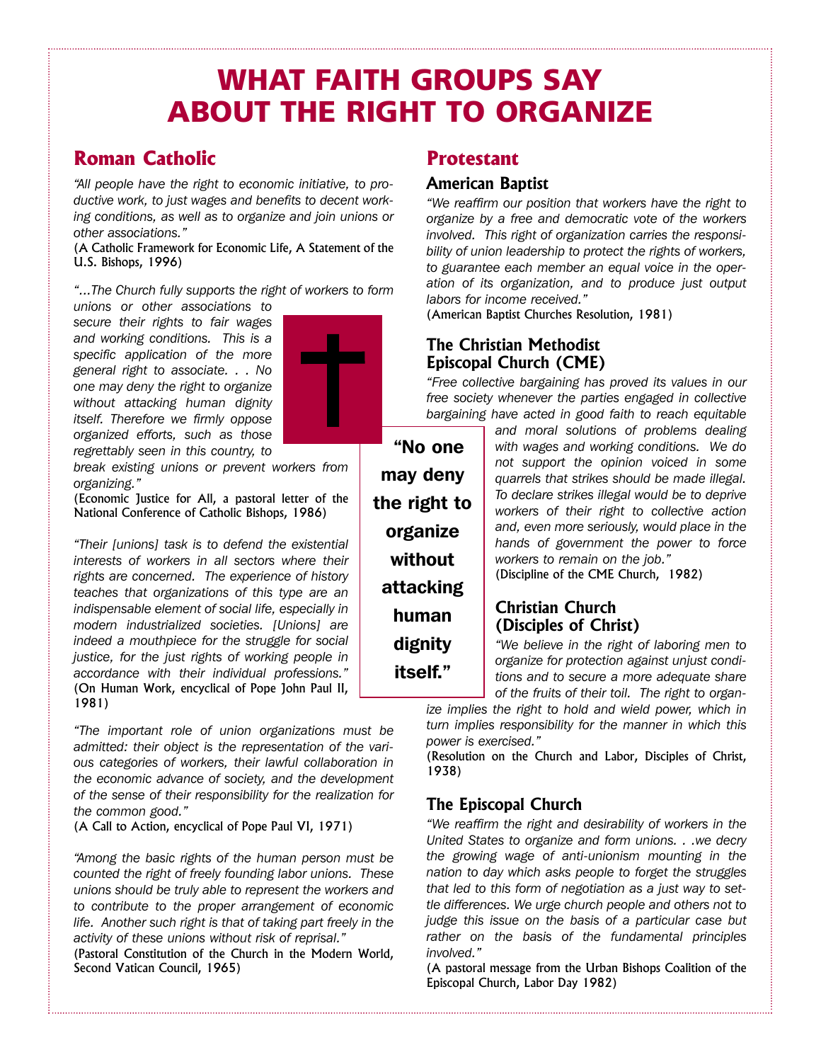# WHAT FAITH GROUPS SAY ABOUT THE RIGHT TO ORGANIZE

## Roman Catholic

*"All people have the right to economic initiative, to productive work, to just wages and benefits to decent working conditions, as well as to organize and join unions or other associations."*

(A Catholic Framework for Economic Life, A Statement of the U.S. Bishops, 1996)

*"...The Church fully supports the right of workers to form unions or other associations to secure their rights to fair wages and working conditions. This is a specific application of the more general right to associate. . . No one may deny the right to organize without attacking human dignity itself. Therefore we firmly oppose organized efforts, such as those regrettably seen in this country, to break existing unions or prevent workers from organizing."*

(Economic Justice for All, a pastoral letter of the National Conference of Catholic Bishops, 1986)

*"Their [unions] task is to defend the existential interests of workers in all sectors where their rights are concerned. The experience of history teaches that organizations of this type are an indispensable element of social life, especially in modern industrialized societies. [Unions] are indeed a mouthpiece for the struggle for social justice, for the just rights of working people in accordance with their individual professions."*

(On Human Work, encyclical of Pope John Paul II, 1981)

*"The important role of union organizations must be admitted: their object is the representation of the various categories of workers, their lawful collaboration in the economic advance of society, and the development of the sense of their responsibility for the realization for the common good."*

(A Call to Action, encyclical of Pope Paul VI, 1971)

*"Among the basic rights of the human person must be counted the right of freely founding labor unions. These unions should be truly able to represent the workers and to contribute to the proper arrangement of economic life. Another such right is that of taking part freely in the activity of these unions without risk of reprisal."*

(Pastoral Constitution of the Church in the Modern World, Second Vatican Council, 1965)

**"No one may deny the right to organize without attacking human dignity itself."**

## Protestant

### American Baptist

*"We reaffirm our position that workers have the right to organize by a free and democratic vote of the workers involved. This right of organization carries the responsibility of union leadership to protect the rights of workers, to guarantee each member an equal voice in the operation of its organization, and to produce just output labors for income received."*

(American Baptist Churches Resolution, 1981)

### The Christian Methodist Episcopal Church (CME)

*"Free collective bargaining has proved its values in our free society whenever the parties engaged in collective bargaining have acted in good faith to reach equitable and moral solutions of problems dealing with wages and working conditions. We do not support the opinion voiced in some quarrels that strikes should be made illegal. To declare strikes illegal would be to deprive workers of their right to collective action and, even more seriously, would place in the hands of government the power to force workers to remain on the job."*

(Discipline of the CME Church, 1982)

### Christian Church (Disciples of Christ)

*"We believe in the right of laboring men to organize for protection against unjust conditions and to secure a more adequate share of the fruits of their toil. The right to organize implies the right to hold and wield power, which in turn implies responsibility for the manner in which this power is exercised."*

(Resolution on the Church and Labor, Disciples of Christ, 1938)

### The Episcopal Church

*"We reaffirm the right and desirability of workers in the United States to organize and form unions. . .we decry the growing wage of anti-unionism mounting in the nation to day which asks people to forget the struggles that led to this form of negotiation as a just way to settle differences. We urge church people and others not to judge this issue on the basis of a particular case but rather on the basis of the fundamental principles involved."*

(A pastoral message from the Urban Bishops Coalition of the Episcopal Church, Labor Day 1982)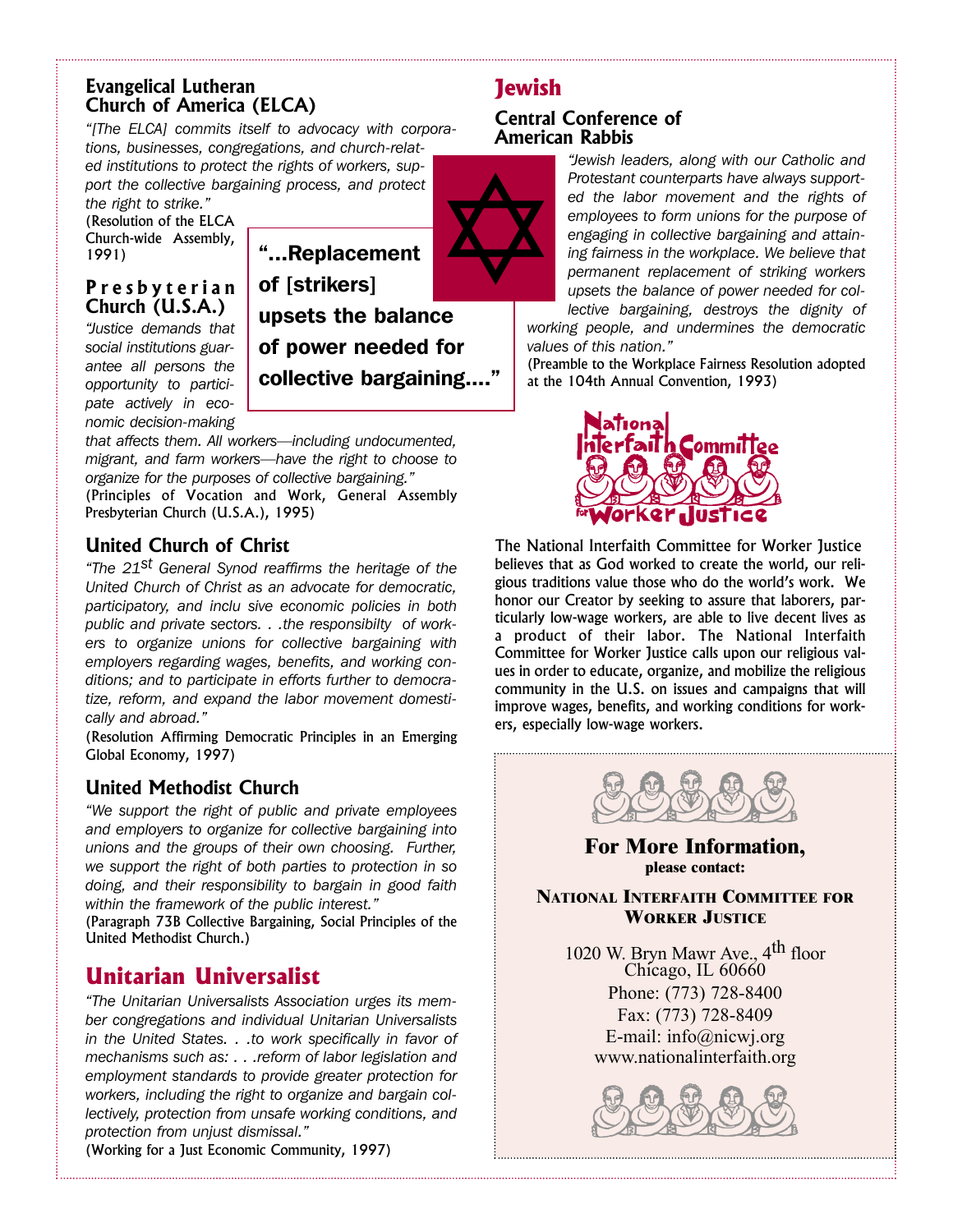### Evangelical Lutheran Church of America (ELCA)

*"[The ELCA] commits itself to advocacy with corporations, businesses, congregations, and church-related institutions to protect the rights of workers, support the collective bargaining process, and protect the right to strike."*

(Resolution of the ELCA Church-wide Assembly, 1991)

### Presbyterian Church (U.S.A.)

*"Justice demands that social institutions guarantee all persons the opportunity to participate actively in economic decision-making that affects them. All workers—including undocumented, migrant, and farm workers—have the right to choose to organize for the purposes of collective bargaining."*

(Principles of Vocation and Work, General Assembly Presbyterian Church (U.S.A.), 1995)

**"...Replacement of [strikers] upsets the balance of power needed for collective bargaining...."**

### United Church of Christ

*"The 21st General Synod reaffirms the heritage of the United Church of Christ as an advocate for democratic, participatory, and inclu sive economic policies in both public and private sectors. . .the responsibilty of workers to organize unions for collective bargaining with employers regarding wages, benefits, and working conditions; and to participate in efforts further to democratize, reform, and expand the labor movement domestically and abroad."*

(Resolution Affirming Democratic Principles in an Emerging Global Economy, 1997)

### United Methodist Church

*"We support the right of public and private employees and employers to organize for collective bargaining into unions and the groups of their own choosing. Further, we support the right of both parties to protection in so doing, and their responsibility to bargain in good faith within the framework of the public interest."*

(Paragraph 73B Collective Bargaining, Social Principles of the United Methodist Church.)

## Unitarian Universalist

*"The Unitarian Universalists Association urges its member congregations and individual Unitarian Universalists in the United States. . .to work specifically in favor of mechanisms such as: . . .reform of labor legislation and employment standards to provide greater protection for workers, including the right to organize and bargain collectively, protection from unsafe working conditions, and protection from unjust dismissal."*

(Working for a Just Economic Community, 1997)

## Jewish

### Central Conference of American Rabbis

*"Jewish leaders, along with our Catholic and Protestant counterparts have always supported the labor movement and the rights of employees to form unions for the purpose of engaging in collective bargaining and attaining fairness in the workplace. We believe that permanent replacement of striking workers upsets the balance of power needed for collective bargaining, destroys the dignity of working people, and undermines the democratic values of this nation."*

(Preamble to the Workplace Fairness Resolution adopted at the 104th Annual Convention, 1993)

National Interfaith Committee for Worker Justice

The National Interfaith Committee for Worker Justice believes that as God worked to create the world, our religious traditions value those who do the world's work. We honor our Creator by seeking to assure that laborers, particularly low-wage workers, are able to live decent lives as a product of their labor. The National Interfaith Committee for Worker Justice calls upon our religious values in order to educate, organize, and mobilize the religious community in the U.S. on issues and campaigns that will improve wages, benefits, and working conditions for workers, especially low-wage workers.

**For More Information,**
**please contact:**

**NATIONAL INTERFAITH COMMITTEE FOR WORKER JUSTICE**

1020 W. Bryn Mawr Ave., 4th floor
Chicago, IL 60660
Phone: (773) 728-8400
Fax: (773) 728-8409
E-mail: info@nicwj.org
www.nationalinterfaith.org